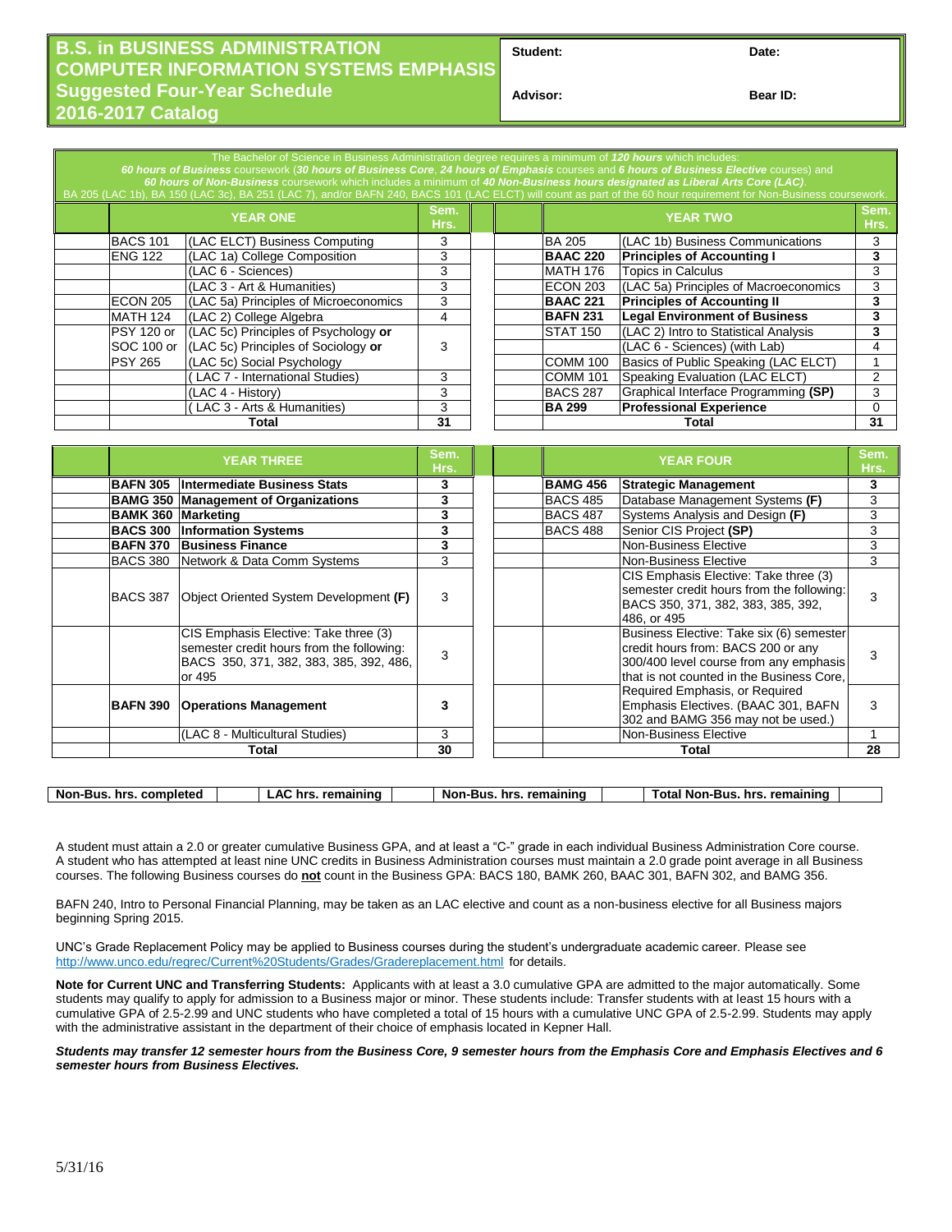# B.S. in BUSINESS ADMINISTRATION COMPUTER INFORMATION SYSTEMS EMPHASIS

## Suggested Four-Year Schedule

## 2016-2017 Catalog

| Student: | Date: |
|---|---|
| Advisor: | Bear ID: |

The Bachelor of Science in Business Administration degree requires a minimum of ***120 hours*** which includes:
***60 hours of Business*** *coursework (****30 hours of Business Core, 24 hours of Emphasis*** *courses) and* ***6 hours of Business Elective*** *courses) and*
***60 hours of Non-Business*** *coursework which includes a minimum of* ***40 Non-Business hours designated as Liberal Arts Core (LAC).***
BA 205 (LAC 1b), BA 150 (LAC 3c), BA 251 (LAC 7), and/or BAFN 240, BACS 101 (LAC ELCT) will count as part of the 60 hour requirement for Non-Business coursework.

| | YEAR ONE | | Sem. Hrs. |
|---|---|---|---|
| | BACS 101 | (LAC ELCT) Business Computing | 3 |
| | ENG 122 | (LAC 1a) College Composition | 3 |
| | | (LAC 6 - Sciences) | 3 |
| | | (LAC 3 - Art & Humanities) | 3 |
| | ECON 205 | (LAC 5a) Principles of Microeconomics | 3 |
| | MATH 124 | (LAC 2) College Algebra | 4 |
| | PSY 120 or SOC 100 or PSY 265 | (LAC 5c) Principles of Psychology **or** (LAC 5c) Principles of Sociology **or** (LAC 5c) Social Psychology | 3 |
| | | ( LAC 7 - International Studies) | 3 |
| | | (LAC 4 - History) | 3 |
| | | ( LAC 3 - Arts & Humanities) | 3 |
| | **Total** | | **31** |

| | YEAR TWO | | Sem. Hrs. |
|---|---|---|---|
| | BA 205 | (LAC 1b) Business Communications | 3 |
| | **BAAC 220** | **Principles of Accounting I** | **3** |
| | MATH 176 | Topics in Calculus | 3 |
| | ECON 203 | (LAC 5a) Principles of Macroeconomics | 3 |
| | **BAAC 221** | **Principles of Accounting II** | **3** |
| | **BAFN 231** | **Legal Environment of Business** | **3** |
| | STAT 150 | (LAC 2) Intro to Statistical Analysis | **3** |
| | | (LAC 6 - Sciences) (with Lab) | 4 |
| | COMM 100 | Basics of Public Speaking (LAC ELCT) | 1 |
| | COMM 101 | Speaking Evaluation (LAC ELCT) | 2 |
| | BACS 287 | Graphical Interface Programming **(SP)** | 3 |
| | **BA 299** | **Professional Experience** | 0 |
| | **Total** | | **31** |

| | YEAR THREE | | Sem. Hrs. |
|---|---|---|---|
| | **BAFN 305** | **Intermediate Business Stats** | **3** |
| | **BAMG 350** | **Management of Organizations** | **3** |
| | **BAMK 360** | **Marketing** | **3** |
| | **BACS 300** | **Information Systems** | **3** |
| | **BAFN 370** | **Business Finance** | **3** |
| | BACS 380 | Network & Data Comm Systems | 3 |
| | BACS 387 | Object Oriented System Development **(F)** | 3 |
| | | CIS Emphasis Elective: Take three (3) semester credit hours from the following: BACS 350, 371, 382, 383, 385, 392, 486, or 495 | 3 |
| | **BAFN 390** | **Operations Management** | **3** |
| | | (LAC 8 - Multicultural Studies) | 3 |
| | **Total** | | **30** |

| | YEAR FOUR | | Sem. Hrs. |
|---|---|---|---|
| | **BAMG 456** | **Strategic Management** | **3** |
| | BACS 485 | Database Management Systems **(F)** | 3 |
| | BACS 487 | Systems Analysis and Design **(F)** | 3 |
| | BACS 488 | Senior CIS Project **(SP)** | 3 |
| | | Non-Business Elective | 3 |
| | | Non-Business Elective | 3 |
| | | CIS Emphasis Elective: Take three (3) semester credit hours from the following: BACS 350, 371, 382, 383, 385, 392, 486, or 495 | 3 |
| | | Business Elective: Take six (6) semester credit hours from: BACS 200 or any 300/400 level course from any emphasis that is not counted in the Business Core, | 3 |
| | | Required Emphasis, or Required Emphasis Electives. (BAAC 301, BAFN 302 and BAMG 356 may not be used.) | 3 |
| | | Non-Business Elective | 1 |
| | **Total** | | **28** |

| Non-Bus. hrs. completed | | LAC hrs. remaining | | Non-Bus. hrs. remaining | | Total Non-Bus. hrs. remaining | |
|---|---|---|---|---|---|---|---|

A student must attain a 2.0 or greater cumulative Business GPA, and at least a "C-" grade in each individual Business Administration Core course. A student who has attempted at least nine UNC credits in Business Administration courses must maintain a 2.0 grade point average in all Business courses. The following Business courses do **not** count in the Business GPA: BACS 180, BAMK 260, BAAC 301, BAFN 302, and BAMG 356.

BAFN 240, Intro to Personal Financial Planning, may be taken as an LAC elective and count as a non-business elective for all Business majors beginning Spring 2015.

UNC's Grade Replacement Policy may be applied to Business courses during the student's undergraduate academic career. Please see http://www.unco.edu/regrec/Current%20Students/Grades/Gradereplacement.html for details.

**Note for Current UNC and Transferring Students:** Applicants with at least a 3.0 cumulative GPA are admitted to the major automatically. Some students may qualify to apply for admission to a Business major or minor. These students include: Transfer students with at least 15 hours with a cumulative GPA of 2.5-2.99 and UNC students who have completed a total of 15 hours with a cumulative UNC GPA of 2.5-2.99. Students may apply with the administrative assistant in the department of their choice of emphasis located in Kepner Hall.

***Students may transfer 12 semester hours from the Business Core, 9 semester hours from the Emphasis Core and Emphasis Electives and 6 semester hours from Business Electives.***

5/31/16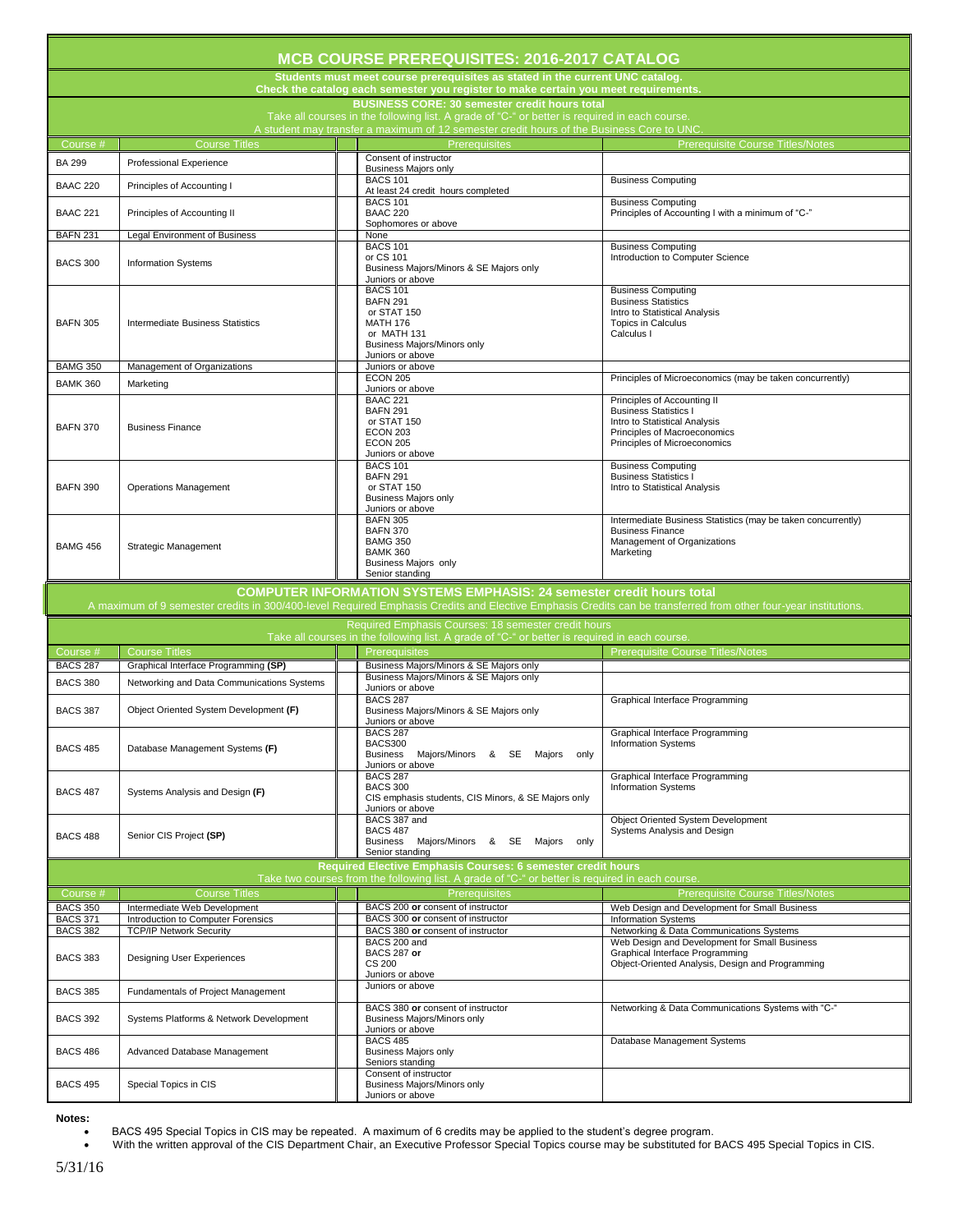# MCB COURSE PREREQUISITES: 2016-2017 CATALOG

**Students must meet course prerequisites as stated in the current UNC catalog.**
**Check the catalog each semester you register to make certain you meet requirements.**

## BUSINESS CORE: 30 semester credit hours total

Take all courses in the following list. A grade of "C-" or better is required in each course.
A student may transfer a maximum of 12 semester credit hours of the Business Core to UNC.

| Course # | Course Titles | Prerequisites | Prerequisite Course Titles/Notes |
|---|---|---|---|
| BA 299 | Professional Experience | Consent of instructor<br>Business Majors only | |
| BAAC 220 | Principles of Accounting I | BACS 101<br>At least 24 credit hours completed | Business Computing |
| BAAC 221 | Principles of Accounting II | BACS 101<br>BAAC 220<br>Sophomores or above | Business Computing<br>Principles of Accounting I with a minimum of "C-" |
| BAFN 231 | Legal Environment of Business | None | |
| BACS 300 | Information Systems | BACS 101<br>or CS 101<br>Business Majors/Minors & SE Majors only<br>Juniors or above | Business Computing<br>Introduction to Computer Science |
| BAFN 305 | Intermediate Business Statistics | BACS 101<br>BAFN 291<br>or STAT 150<br>MATH 176<br>or MATH 131<br>Business Majors/Minors only<br>Juniors or above | Business Computing<br>Business Statistics<br>Intro to Statistical Analysis<br>Topics in Calculus<br>Calculus I |
| BAMG 350 | Management of Organizations | Juniors or above | |
| BAMK 360 | Marketing | ECON 205<br>Juniors or above | Principles of Microeconomics (may be taken concurrently) |
| BAFN 370 | Business Finance | BAAC 221<br>BAFN 291<br>or STAT 150<br>ECON 203<br>ECON 205<br>Juniors or above | Principles of Accounting II<br>Business Statistics I<br>Intro to Statistical Analysis<br>Principles of Macroeconomics<br>Principles of Microeconomics |
| BAFN 390 | Operations Management | BACS 101<br>BAFN 291<br>or STAT 150<br>Business Majors only<br>Juniors or above | Business Computing<br>Business Statistics I<br>Intro to Statistical Analysis |
| BAMG 456 | Strategic Management | BAFN 305<br>BAFN 370<br>BAMG 350<br>BAMK 360<br>Business Majors only<br>Senior standing | Intermediate Business Statistics (may be taken concurrently)<br>Business Finance<br>Management of Organizations<br>Marketing |

## COMPUTER INFORMATION SYSTEMS EMPHASIS: 24 semester credit hours total

A maximum of 9 semester credits in 300/400-level Required Emphasis Credits and Elective Emphasis Credits can be transferred from other four-year institutions.

### Required Emphasis Courses: 18 semester credit hours

Take all courses in the following list. A grade of "C-" or better is required in each course.

| Course # | Course Titles | Prerequisites | Prerequisite Course Titles/Notes |
|---|---|---|---|
| BACS 287 | Graphical Interface Programming **(SP)** | Business Majors/Minors & SE Majors only | |
| BACS 380 | Networking and Data Communications Systems | Business Majors/Minors & SE Majors only<br>Juniors or above | |
| BACS 387 | Object Oriented System Development **(F)** | BACS 287<br>Business Majors/Minors & SE Majors only<br>Juniors or above | Graphical Interface Programming |
| BACS 485 | Database Management Systems **(F)** | BACS 287<br>BACS300<br>Business Majors/Minors & SE Majors only<br>Juniors or above | Graphical Interface Programming<br>Information Systems |
| BACS 487 | Systems Analysis and Design **(F)** | BACS 287<br>BACS 300<br>CIS emphasis students, CIS Minors, & SE Majors only<br>Juniors or above | Graphical Interface Programming<br>Information Systems |
| BACS 488 | Senior CIS Project **(SP)** | BACS 387 and<br>BACS 487<br>Business Majors/Minors & SE Majors only<br>Senior standing | Object Oriented System Development<br>Systems Analysis and Design |

### Required Elective Emphasis Courses: 6 semester credit hours

Take two courses from the following list. A grade of "C-" or better is required in each course.

| Course # | Course Titles | Prerequisites | Prerequisite Course Titles/Notes |
|---|---|---|---|
| BACS 350 | Intermediate Web Development | BACS 200 **or** consent of instructor | Web Design and Development for Small Business |
| BACS 371 | Introduction to Computer Forensics | BACS 300 **or** consent of instructor | Information Systems |
| BACS 382 | TCP/IP Network Security | BACS 380 **or** consent of instructor | Networking & Data Communications Systems |
| BACS 383 | Designing User Experiences | BACS 200 and<br>BACS 287 **or**<br>CS 200<br>Juniors or above | Web Design and Development for Small Business<br>Graphical Interface Programming<br>Object-Oriented Analysis, Design and Programming |
| BACS 385 | Fundamentals of Project Management | Juniors or above | |
| BACS 392 | Systems Platforms & Network Development | BACS 380 **or** consent of instructor<br>Business Majors/Minors only<br>Juniors or above | Networking & Data Communications Systems with "C-" |
| BACS 486 | Advanced Database Management | BACS 485<br>Business Majors only<br>Seniors standing | Database Management Systems |
| BACS 495 | Special Topics in CIS | Consent of instructor<br>Business Majors/Minors only<br>Juniors or above | |

**Notes:**

- BACS 495 Special Topics in CIS may be repeated. A maximum of 6 credits may be applied to the student's degree program.
- With the written approval of the CIS Department Chair, an Executive Professor Special Topics course may be substituted for BACS 495 Special Topics in CIS.

5/31/16